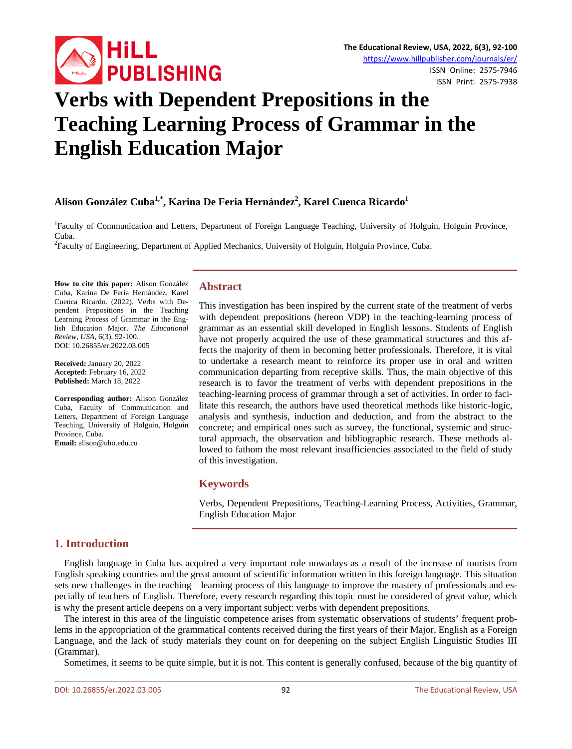# Verbs with Dependent Prepositions in the Teaching Learning Process of Grammar in the English Education Major

**Alison González Cuba[1,*], Karina De Feria Hernández[2], Karel Cuenca Ricardo[1]**

[1]Faculty of Communication and Letters, Department of Foreign Language Teaching, University of Holguin, Holguín Province, Cuba.
[2]Faculty of Engineering, Department of Applied Mechanics, University of Holguin, Holguín Province, Cuba.

**How to cite this paper:** Alison González Cuba, Karina De Feria Hernández, Karel Cuenca Ricardo. (2022). Verbs with Dependent Prepositions in the Teaching Learning Process of Grammar in the English Education Major. *The Educational Review, USA*, 6(3), 92-100.
DOI: 10.26855/er.2022.03.005

**Received:** January 20, 2022
**Accepted:** February 16, 2022
**Published:** March 18, 2022

**Corresponding author:** Alison González Cuba, Faculty of Communication and Letters, Department of Foreign Language Teaching, University of Holguin, Holguín Province, Cuba.
**Email:** alison@uho.edu.cu

## Abstract

This investigation has been inspired by the current state of the treatment of verbs with dependent prepositions (hereon VDP) in the teaching-learning process of grammar as an essential skill developed in English lessons. Students of English have not properly acquired the use of these grammatical structures and this affects the majority of them in becoming better professionals. Therefore, it is vital to undertake a research meant to reinforce its proper use in oral and written communication departing from receptive skills. Thus, the main objective of this research is to favor the treatment of verbs with dependent prepositions in the teaching-learning process of grammar through a set of activities. In order to facilitate this research, the authors have used theoretical methods like historic-logic, analysis and synthesis, induction and deduction, and from the abstract to the concrete; and empirical ones such as survey, the functional, systemic and structural approach, the observation and bibliographic research. These methods allowed to fathom the most relevant insufficiencies associated to the field of study of this investigation.

## Keywords

Verbs, Dependent Prepositions, Teaching-Learning Process, Activities, Grammar, English Education Major

## 1. Introduction

English language in Cuba has acquired a very important role nowadays as a result of the increase of tourists from English speaking countries and the great amount of scientific information written in this foreign language. This situation sets new challenges in the teaching—learning process of this language to improve the mastery of professionals and especially of teachers of English. Therefore, every research regarding this topic must be considered of great value, which is why the present article deepens on a very important subject: verbs with dependent prepositions.

The interest in this area of the linguistic competence arises from systematic observations of students' frequent problems in the appropriation of the grammatical contents received during the first years of their Major, English as a Foreign Language, and the lack of study materials they count on for deepening on the subject English Linguistic Studies III (Grammar).

Sometimes, it seems to be quite simple, but it is not. This content is generally confused, because of the big quantity of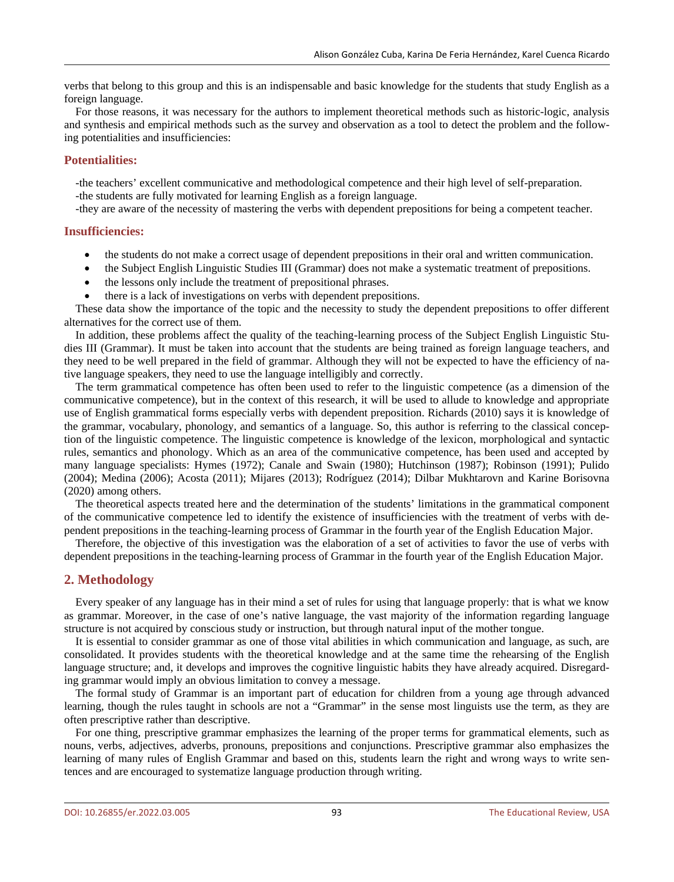verbs that belong to this group and this is an indispensable and basic knowledge for the students that study English as a foreign language.

For those reasons, it was necessary for the authors to implement theoretical methods such as historic-logic, analysis and synthesis and empirical methods such as the survey and observation as a tool to detect the problem and the following potentialities and insufficiencies:

### Potentialities:

-the teachers' excellent communicative and methodological competence and their high level of self-preparation.
-the students are fully motivated for learning English as a foreign language.
-they are aware of the necessity of mastering the verbs with dependent prepositions for being a competent teacher.

### Insufficiencies:

- the students do not make a correct usage of dependent prepositions in their oral and written communication.
- the Subject English Linguistic Studies III (Grammar) does not make a systematic treatment of prepositions.
- the lessons only include the treatment of prepositional phrases.
- there is a lack of investigations on verbs with dependent prepositions.

These data show the importance of the topic and the necessity to study the dependent prepositions to offer different alternatives for the correct use of them.

In addition, these problems affect the quality of the teaching-learning process of the Subject English Linguistic Studies III (Grammar). It must be taken into account that the students are being trained as foreign language teachers, and they need to be well prepared in the field of grammar. Although they will not be expected to have the efficiency of native language speakers, they need to use the language intelligibly and correctly.

The term grammatical competence has often been used to refer to the linguistic competence (as a dimension of the communicative competence), but in the context of this research, it will be used to allude to knowledge and appropriate use of English grammatical forms especially verbs with dependent preposition. Richards (2010) says it is knowledge of the grammar, vocabulary, phonology, and semantics of a language. So, this author is referring to the classical conception of the linguistic competence. The linguistic competence is knowledge of the lexicon, morphological and syntactic rules, semantics and phonology. Which as an area of the communicative competence, has been used and accepted by many language specialists: Hymes (1972); Canale and Swain (1980); Hutchinson (1987); Robinson (1991); Pulido (2004); Medina (2006); Acosta (2011); Mijares (2013); Rodríguez (2014); Dilbar Mukhtarovn and Karine Borisovna (2020) among others.

The theoretical aspects treated here and the determination of the students' limitations in the grammatical component of the communicative competence led to identify the existence of insufficiencies with the treatment of verbs with dependent prepositions in the teaching-learning process of Grammar in the fourth year of the English Education Major.

Therefore, the objective of this investigation was the elaboration of a set of activities to favor the use of verbs with dependent prepositions in the teaching-learning process of Grammar in the fourth year of the English Education Major.

## 2. Methodology

Every speaker of any language has in their mind a set of rules for using that language properly: that is what we know as grammar. Moreover, in the case of one's native language, the vast majority of the information regarding language structure is not acquired by conscious study or instruction, but through natural input of the mother tongue.

It is essential to consider grammar as one of those vital abilities in which communication and language, as such, are consolidated. It provides students with the theoretical knowledge and at the same time the rehearsing of the English language structure; and, it develops and improves the cognitive linguistic habits they have already acquired. Disregarding grammar would imply an obvious limitation to convey a message.

The formal study of Grammar is an important part of education for children from a young age through advanced learning, though the rules taught in schools are not a "Grammar" in the sense most linguists use the term, as they are often prescriptive rather than descriptive.

For one thing, prescriptive grammar emphasizes the learning of the proper terms for grammatical elements, such as nouns, verbs, adjectives, adverbs, pronouns, prepositions and conjunctions. Prescriptive grammar also emphasizes the learning of many rules of English Grammar and based on this, students learn the right and wrong ways to write sentences and are encouraged to systematize language production through writing.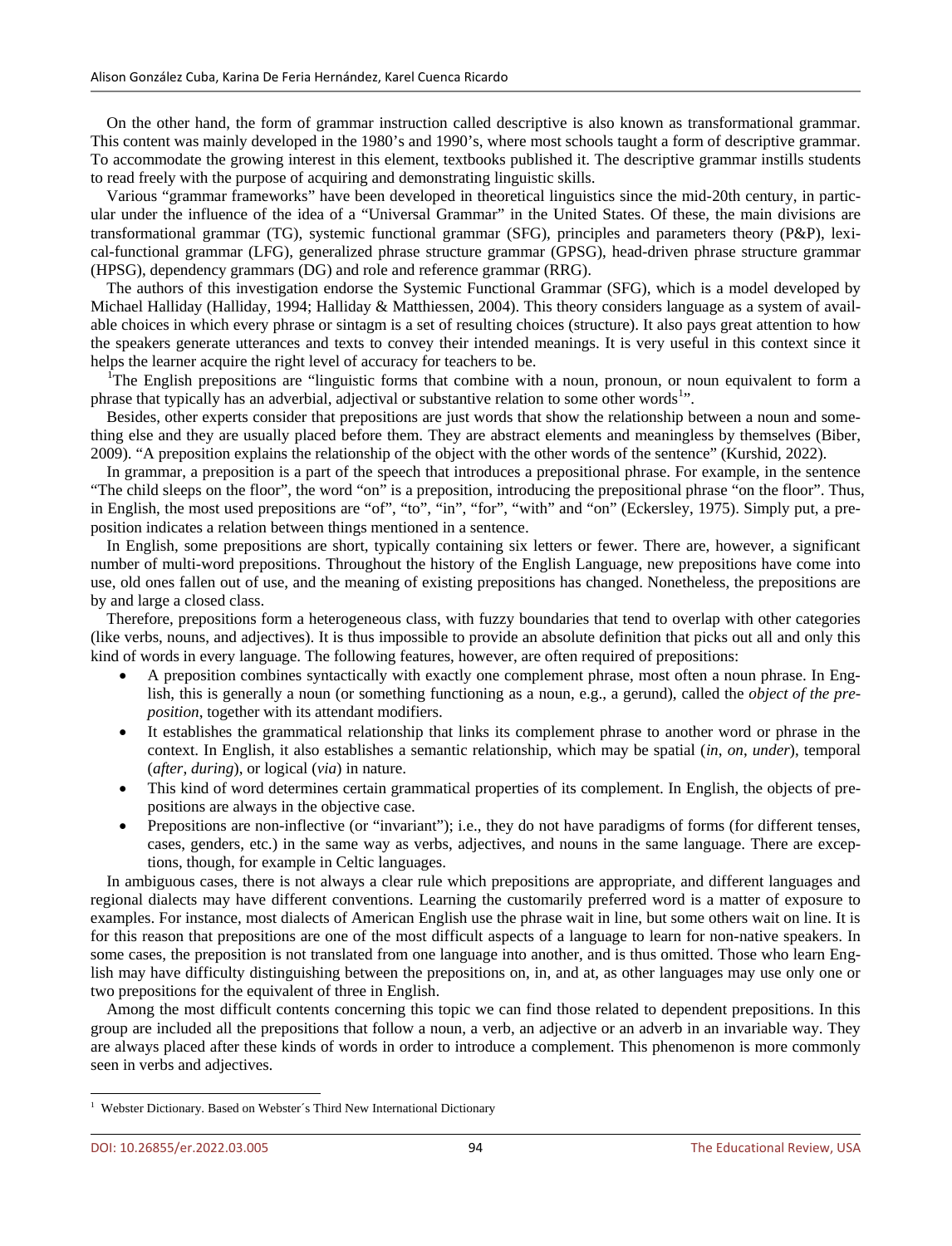On the other hand, the form of grammar instruction called descriptive is also known as transformational grammar. This content was mainly developed in the 1980's and 1990's, where most schools taught a form of descriptive grammar. To accommodate the growing interest in this element, textbooks published it. The descriptive grammar instills students to read freely with the purpose of acquiring and demonstrating linguistic skills.

Various "grammar frameworks" have been developed in theoretical linguistics since the mid-20th century, in particular under the influence of the idea of a "Universal Grammar" in the United States. Of these, the main divisions are transformational grammar (TG), systemic functional grammar (SFG), principles and parameters theory (P&P), lexical-functional grammar (LFG), generalized phrase structure grammar (GPSG), head-driven phrase structure grammar (HPSG), dependency grammars (DG) and role and reference grammar (RRG).

The authors of this investigation endorse the Systemic Functional Grammar (SFG), which is a model developed by Michael Halliday (Halliday, 1994; Halliday & Matthiessen, 2004). This theory considers language as a system of available choices in which every phrase or sintagm is a set of resulting choices (structure). It also pays great attention to how the speakers generate utterances and texts to convey their intended meanings. It is very useful in this context since it helps the learner acquire the right level of accuracy for teachers to be.

[1]The English prepositions are "linguistic forms that combine with a noun, pronoun, or noun equivalent to form a phrase that typically has an adverbial, adjectival or substantive relation to some other words[1]".

Besides, other experts consider that prepositions are just words that show the relationship between a noun and something else and they are usually placed before them. They are abstract elements and meaningless by themselves (Biber, 2009). "A preposition explains the relationship of the object with the other words of the sentence" (Kurshid, 2022).

In grammar, a preposition is a part of the speech that introduces a prepositional phrase. For example, in the sentence "The child sleeps on the floor", the word "on" is a preposition, introducing the prepositional phrase "on the floor". Thus, in English, the most used prepositions are "of", "to", "in", "for", "with" and "on" (Eckersley, 1975). Simply put, a preposition indicates a relation between things mentioned in a sentence.

In English, some prepositions are short, typically containing six letters or fewer. There are, however, a significant number of multi-word prepositions. Throughout the history of the English Language, new prepositions have come into use, old ones fallen out of use, and the meaning of existing prepositions has changed. Nonetheless, the prepositions are by and large a closed class.

Therefore, prepositions form a heterogeneous class, with fuzzy boundaries that tend to overlap with other categories (like verbs, nouns, and adjectives). It is thus impossible to provide an absolute definition that picks out all and only this kind of words in every language. The following features, however, are often required of prepositions:

- A preposition combines syntactically with exactly one complement phrase, most often a noun phrase. In English, this is generally a noun (or something functioning as a noun, e.g., a gerund), called the *object of the preposition*, together with its attendant modifiers.
- It establishes the grammatical relationship that links its complement phrase to another word or phrase in the context. In English, it also establishes a semantic relationship, which may be spatial (*in*, *on*, *under*), temporal (*after*, *during*), or logical (*via*) in nature.
- This kind of word determines certain grammatical properties of its complement. In English, the objects of prepositions are always in the objective case.
- Prepositions are non-inflective (or "invariant"); i.e., they do not have paradigms of forms (for different tenses, cases, genders, etc.) in the same way as verbs, adjectives, and nouns in the same language. There are exceptions, though, for example in Celtic languages.

In ambiguous cases, there is not always a clear rule which prepositions are appropriate, and different languages and regional dialects may have different conventions. Learning the customarily preferred word is a matter of exposure to examples. For instance, most dialects of American English use the phrase wait in line, but some others wait on line. It is for this reason that prepositions are one of the most difficult aspects of a language to learn for non-native speakers. In some cases, the preposition is not translated from one language into another, and is thus omitted. Those who learn English may have difficulty distinguishing between the prepositions on, in, and at, as other languages may use only one or two prepositions for the equivalent of three in English.

Among the most difficult contents concerning this topic we can find those related to dependent prepositions. In this group are included all the prepositions that follow a noun, a verb, an adjective or an adverb in an invariable way. They are always placed after these kinds of words in order to introduce a complement. This phenomenon is more commonly seen in verbs and adjectives.

[1] Webster Dictionary. Based on Webster´s Third New International Dictionary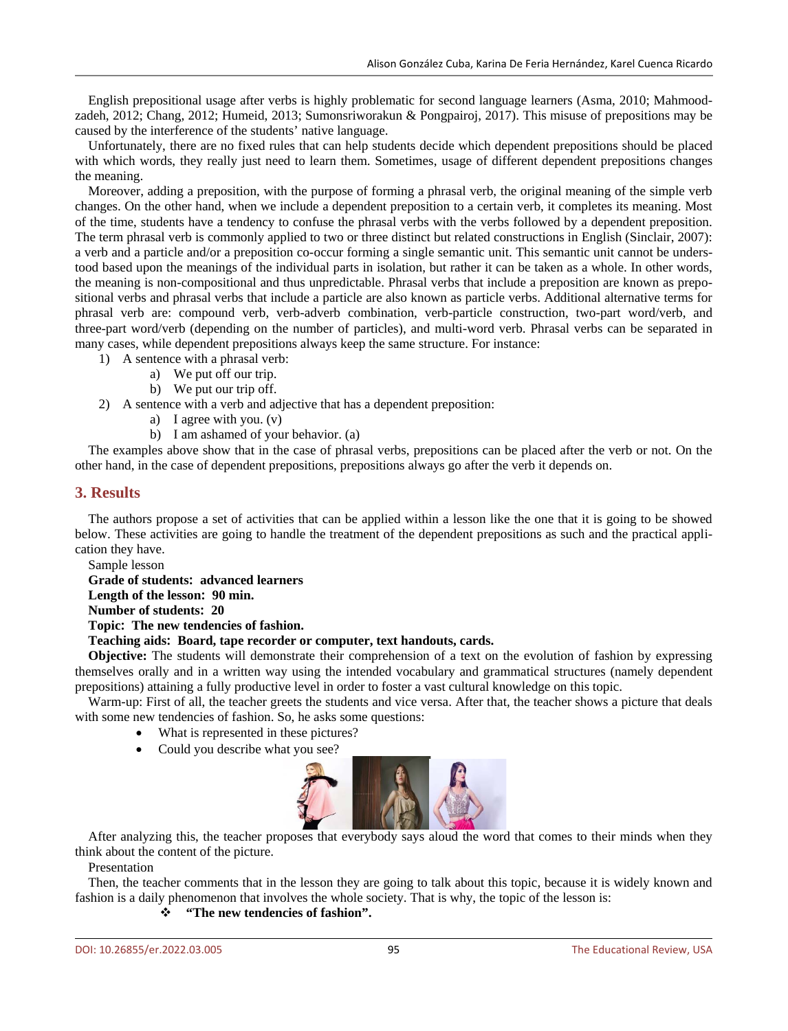English prepositional usage after verbs is highly problematic for second language learners (Asma, 2010; Mahmoodzadeh, 2012; Chang, 2012; Humeid, 2013; Sumonsriworakun & Pongpairoj, 2017). This misuse of prepositions may be caused by the interference of the students' native language.

Unfortunately, there are no fixed rules that can help students decide which dependent prepositions should be placed with which words, they really just need to learn them. Sometimes, usage of different dependent prepositions changes the meaning.

Moreover, adding a preposition, with the purpose of forming a phrasal verb, the original meaning of the simple verb changes. On the other hand, when we include a dependent preposition to a certain verb, it completes its meaning. Most of the time, students have a tendency to confuse the phrasal verbs with the verbs followed by a dependent preposition. The term phrasal verb is commonly applied to two or three distinct but related constructions in English (Sinclair, 2007): a verb and a particle and/or a preposition co-occur forming a single semantic unit. This semantic unit cannot be understood based upon the meanings of the individual parts in isolation, but rather it can be taken as a whole. In other words, the meaning is non-compositional and thus unpredictable. Phrasal verbs that include a preposition are known as prepositional verbs and phrasal verbs that include a particle are also known as particle verbs. Additional alternative terms for phrasal verb are: compound verb, verb-adverb combination, verb-particle construction, two-part word/verb, and three-part word/verb (depending on the number of particles), and multi-word verb. Phrasal verbs can be separated in many cases, while dependent prepositions always keep the same structure. For instance:

1) A sentence with a phrasal verb:
   a) We put off our trip.
   b) We put our trip off.
2) A sentence with a verb and adjective that has a dependent preposition:
   a) I agree with you. (v)
   b) I am ashamed of your behavior. (a)

The examples above show that in the case of phrasal verbs, prepositions can be placed after the verb or not. On the other hand, in the case of dependent prepositions, prepositions always go after the verb it depends on.

## 3. Results

The authors propose a set of activities that can be applied within a lesson like the one that it is going to be showed below. These activities are going to handle the treatment of the dependent prepositions as such and the practical application they have.

Sample lesson

**Grade of students: advanced learners**

**Length of the lesson: 90 min.**

**Number of students: 20**

**Topic: The new tendencies of fashion.**

**Teaching aids: Board, tape recorder or computer, text handouts, cards.**

**Objective:** The students will demonstrate their comprehension of a text on the evolution of fashion by expressing themselves orally and in a written way using the intended vocabulary and grammatical structures (namely dependent prepositions) attaining a fully productive level in order to foster a vast cultural knowledge on this topic.

Warm-up: First of all, the teacher greets the students and vice versa. After that, the teacher shows a picture that deals with some new tendencies of fashion. So, he asks some questions:

- What is represented in these pictures?
- Could you describe what you see?

After analyzing this, the teacher proposes that everybody says aloud the word that comes to their minds when they think about the content of the picture.

Presentation

Then, the teacher comments that in the lesson they are going to talk about this topic, because it is widely known and fashion is a daily phenomenon that involves the whole society. That is why, the topic of the lesson is:

- **"The new tendencies of fashion".**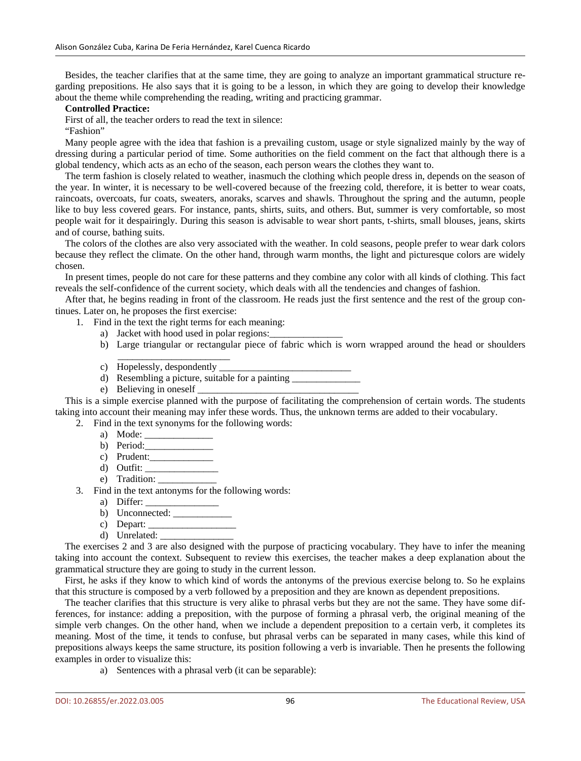Besides, the teacher clarifies that at the same time, they are going to analyze an important grammatical structure regarding prepositions. He also says that it is going to be a lesson, in which they are going to develop their knowledge about the theme while comprehending the reading, writing and practicing grammar.

**Controlled Practice:**

First of all, the teacher orders to read the text in silence:

"Fashion"

Many people agree with the idea that fashion is a prevailing custom, usage or style signalized mainly by the way of dressing during a particular period of time. Some authorities on the field comment on the fact that although there is a global tendency, which acts as an echo of the season, each person wears the clothes they want to.

The term fashion is closely related to weather, inasmuch the clothing which people dress in, depends on the season of the year. In winter, it is necessary to be well-covered because of the freezing cold, therefore, it is better to wear coats, raincoats, overcoats, fur coats, sweaters, anoraks, scarves and shawls. Throughout the spring and the autumn, people like to buy less covered gears. For instance, pants, shirts, suits, and others. But, summer is very comfortable, so most people wait for it despairingly. During this season is advisable to wear short pants, t-shirts, small blouses, jeans, skirts and of course, bathing suits.

The colors of the clothes are also very associated with the weather. In cold seasons, people prefer to wear dark colors because they reflect the climate. On the other hand, through warm months, the light and picturesque colors are widely chosen.

In present times, people do not care for these patterns and they combine any color with all kinds of clothing. This fact reveals the self-confidence of the current society, which deals with all the tendencies and changes of fashion.

After that, he begins reading in front of the classroom. He reads just the first sentence and the rest of the group continues. Later on, he proposes the first exercise:

1. Find in the text the right terms for each meaning:
   a) Jacket with hood used in polar regions:_______________
   b) Large triangular or rectangular piece of fabric which is worn wrapped around the head or shoulders _______________________
   c) Hopelessly, despondently ___________________________
   d) Resembling a picture, suitable for a painting ______________
   e) Believing in oneself _________________________________

This is a simple exercise planned with the purpose of facilitating the comprehension of certain words. The students taking into account their meaning may infer these words. Thus, the unknown terms are added to their vocabulary.

2. Find in the text synonyms for the following words:
   a) Mode: ______________
   b) Period:______________
   c) Prudent:_____________
   d) Outfit: _______________
   e) Tradition: ____________
3. Find in the text antonyms for the following words:
   a) Differ: _______________
   b) Unconnected: ____________
   c) Depart: __________________
   d) Unrelated: _______________

The exercises 2 and 3 are also designed with the purpose of practicing vocabulary. They have to infer the meaning taking into account the context. Subsequent to review this exercises, the teacher makes a deep explanation about the grammatical structure they are going to study in the current lesson.

First, he asks if they know to which kind of words the antonyms of the previous exercise belong to. So he explains that this structure is composed by a verb followed by a preposition and they are known as dependent prepositions.

The teacher clarifies that this structure is very alike to phrasal verbs but they are not the same. They have some differences, for instance: adding a preposition, with the purpose of forming a phrasal verb, the original meaning of the simple verb changes. On the other hand, when we include a dependent preposition to a certain verb, it completes its meaning. Most of the time, it tends to confuse, but phrasal verbs can be separated in many cases, while this kind of prepositions always keeps the same structure, its position following a verb is invariable. Then he presents the following examples in order to visualize this:

a) Sentences with a phrasal verb (it can be separable):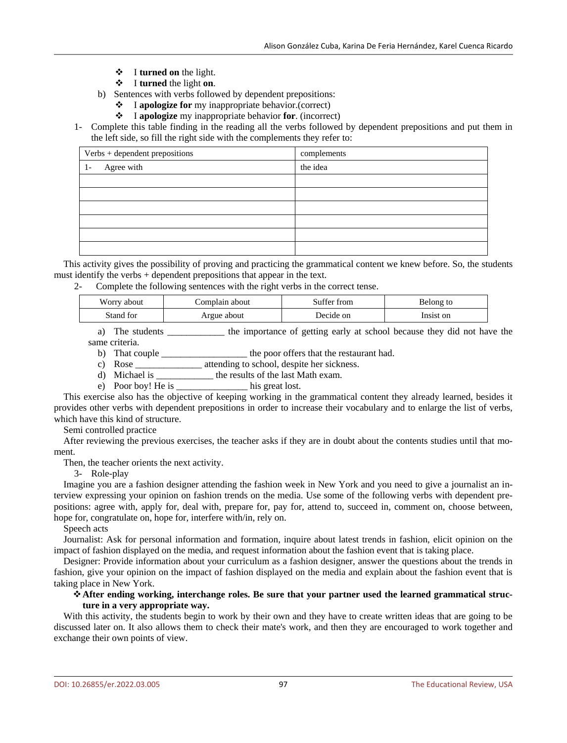- ❖ I **turned on** the light.
- ❖ I **turned** the light **on**.

b) Sentences with verbs followed by dependent prepositions:

- ❖ I **apologize for** my inappropriate behavior.(correct)
- ❖ I **apologize** my inappropriate behavior **for**. (incorrect)

1- Complete this table finding in the reading all the verbs followed by dependent prepositions and put them in the left side, so fill the right side with the complements they refer to:

| Verbs + dependent prepositions | complements |
|---|---|
| 1- Agree with | the idea |
| | |
| | |
| | |
| | |
| | |
| | |

This activity gives the possibility of proving and practicing the grammatical content we knew before. So, the students must identify the verbs + dependent prepositions that appear in the text.

2- Complete the following sentences with the right verbs in the correct tense.

| Worry about | Complain about | Suffer from | Belong to |
|---|---|---|---|
| Stand for | Argue about | Decide on | Insist on |

a) The students ____________ the importance of getting early at school because they did not have the same criteria.

b) That couple __________________ the poor offers that the restaurant had.

c) Rose ______________ attending to school, despite her sickness.

d) Michael is ____________ the results of the last Math exam.

e) Poor boy! He is _______________ his great lost.

This exercise also has the objective of keeping working in the grammatical content they already learned, besides it provides other verbs with dependent prepositions in order to increase their vocabulary and to enlarge the list of verbs, which have this kind of structure.

Semi controlled practice

After reviewing the previous exercises, the teacher asks if they are in doubt about the contents studies until that moment.

Then, the teacher orients the next activity.

3- Role-play

Imagine you are a fashion designer attending the fashion week in New York and you need to give a journalist an interview expressing your opinion on fashion trends on the media. Use some of the following verbs with dependent prepositions: agree with, apply for, deal with, prepare for, pay for, attend to, succeed in, comment on, choose between, hope for, congratulate on, hope for, interfere with/in, rely on.

Speech acts

Journalist: Ask for personal information and formation, inquire about latest trends in fashion, elicit opinion on the impact of fashion displayed on the media, and request information about the fashion event that is taking place.

Designer: Provide information about your curriculum as a fashion designer, answer the questions about the trends in fashion, give your opinion on the impact of fashion displayed on the media and explain about the fashion event that is taking place in New York.

- ❖ **After ending working, interchange roles. Be sure that your partner used the learned grammatical structure in a very appropriate way.**

With this activity, the students begin to work by their own and they have to create written ideas that are going to be discussed later on. It also allows them to check their mate's work, and then they are encouraged to work together and exchange their own points of view.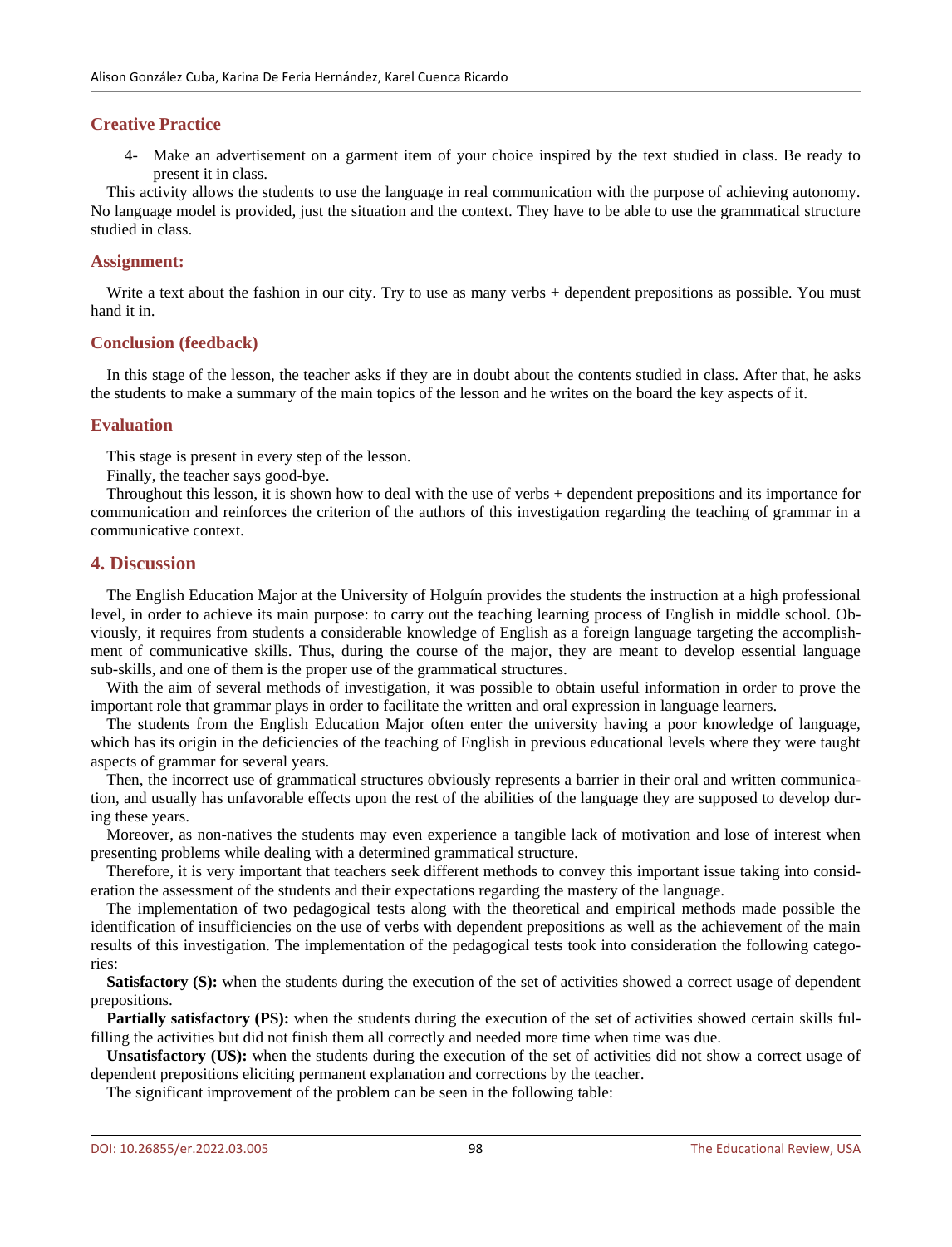### Creative Practice

4- Make an advertisement on a garment item of your choice inspired by the text studied in class. Be ready to present it in class.

This activity allows the students to use the language in real communication with the purpose of achieving autonomy. No language model is provided, just the situation and the context. They have to be able to use the grammatical structure studied in class.

### Assignment:

Write a text about the fashion in our city. Try to use as many verbs + dependent prepositions as possible. You must hand it in.

### Conclusion (feedback)

In this stage of the lesson, the teacher asks if they are in doubt about the contents studied in class. After that, he asks the students to make a summary of the main topics of the lesson and he writes on the board the key aspects of it.

### Evaluation

This stage is present in every step of the lesson.

Finally, the teacher says good-bye.

Throughout this lesson, it is shown how to deal with the use of verbs + dependent prepositions and its importance for communication and reinforces the criterion of the authors of this investigation regarding the teaching of grammar in a communicative context.

## 4. Discussion

The English Education Major at the University of Holguín provides the students the instruction at a high professional level, in order to achieve its main purpose: to carry out the teaching learning process of English in middle school. Obviously, it requires from students a considerable knowledge of English as a foreign language targeting the accomplishment of communicative skills. Thus, during the course of the major, they are meant to develop essential language sub-skills, and one of them is the proper use of the grammatical structures.

With the aim of several methods of investigation, it was possible to obtain useful information in order to prove the important role that grammar plays in order to facilitate the written and oral expression in language learners.

The students from the English Education Major often enter the university having a poor knowledge of language, which has its origin in the deficiencies of the teaching of English in previous educational levels where they were taught aspects of grammar for several years.

Then, the incorrect use of grammatical structures obviously represents a barrier in their oral and written communication, and usually has unfavorable effects upon the rest of the abilities of the language they are supposed to develop during these years.

Moreover, as non-natives the students may even experience a tangible lack of motivation and lose of interest when presenting problems while dealing with a determined grammatical structure.

Therefore, it is very important that teachers seek different methods to convey this important issue taking into consideration the assessment of the students and their expectations regarding the mastery of the language.

The implementation of two pedagogical tests along with the theoretical and empirical methods made possible the identification of insufficiencies on the use of verbs with dependent prepositions as well as the achievement of the main results of this investigation. The implementation of the pedagogical tests took into consideration the following categories:

**Satisfactory (S):** when the students during the execution of the set of activities showed a correct usage of dependent prepositions.

**Partially satisfactory (PS):** when the students during the execution of the set of activities showed certain skills fulfilling the activities but did not finish them all correctly and needed more time when time was due.

**Unsatisfactory (US):** when the students during the execution of the set of activities did not show a correct usage of dependent prepositions eliciting permanent explanation and corrections by the teacher.

The significant improvement of the problem can be seen in the following table: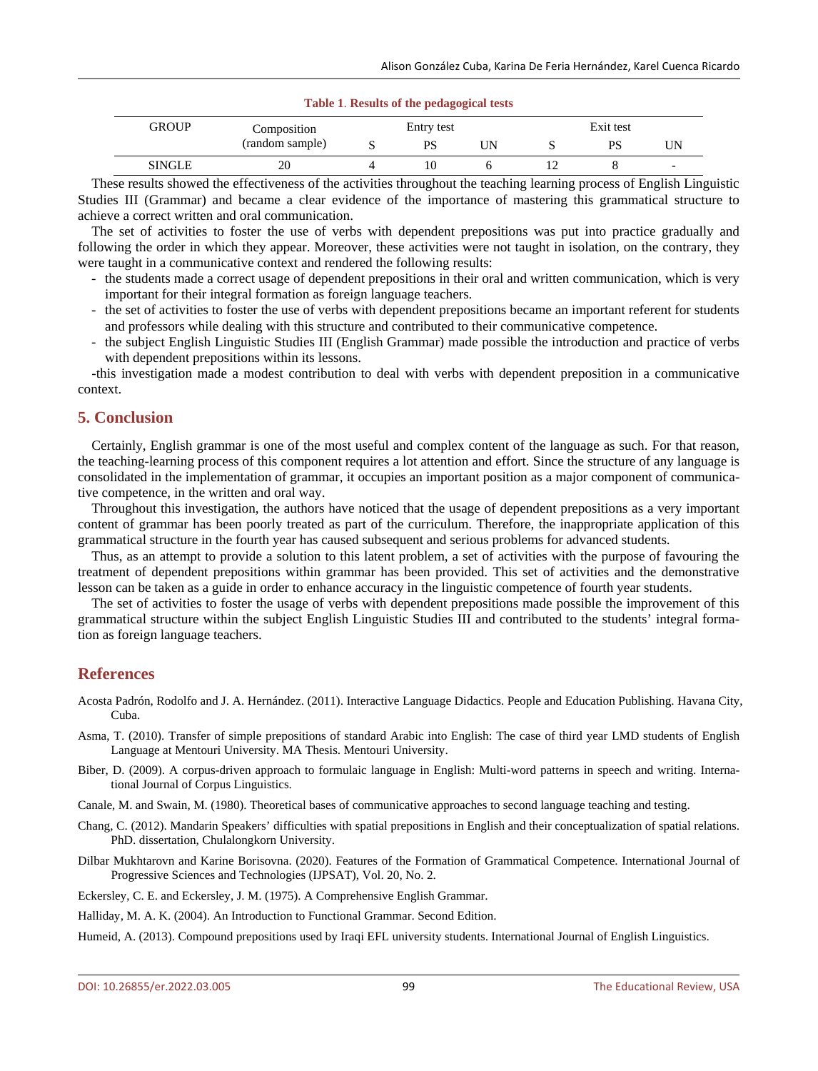**Table 1. Results of the pedagogical tests**

| GROUP | Composition (random sample) | Entry test | | | Exit test | | |
|---|---|---|---|---|---|---|---|
| | | S | PS | UN | S | PS | UN |
| SINGLE | 20 | 4 | 10 | 6 | 12 | 8 | - |

These results showed the effectiveness of the activities throughout the teaching learning process of English Linguistic Studies III (Grammar) and became a clear evidence of the importance of mastering this grammatical structure to achieve a correct written and oral communication.

The set of activities to foster the use of verbs with dependent prepositions was put into practice gradually and following the order in which they appear. Moreover, these activities were not taught in isolation, on the contrary, they were taught in a communicative context and rendered the following results:

- the students made a correct usage of dependent prepositions in their oral and written communication, which is very important for their integral formation as foreign language teachers.
- the set of activities to foster the use of verbs with dependent prepositions became an important referent for students and professors while dealing with this structure and contributed to their communicative competence.
- the subject English Linguistic Studies III (English Grammar) made possible the introduction and practice of verbs with dependent prepositions within its lessons.

-this investigation made a modest contribution to deal with verbs with dependent preposition in a communicative context.

## 5. Conclusion

Certainly, English grammar is one of the most useful and complex content of the language as such. For that reason, the teaching-learning process of this component requires a lot attention and effort. Since the structure of any language is consolidated in the implementation of grammar, it occupies an important position as a major component of communicative competence, in the written and oral way.

Throughout this investigation, the authors have noticed that the usage of dependent prepositions as a very important content of grammar has been poorly treated as part of the curriculum. Therefore, the inappropriate application of this grammatical structure in the fourth year has caused subsequent and serious problems for advanced students.

Thus, as an attempt to provide a solution to this latent problem, a set of activities with the purpose of favouring the treatment of dependent prepositions within grammar has been provided. This set of activities and the demonstrative lesson can be taken as a guide in order to enhance accuracy in the linguistic competence of fourth year students.

The set of activities to foster the usage of verbs with dependent prepositions made possible the improvement of this grammatical structure within the subject English Linguistic Studies III and contributed to the students' integral formation as foreign language teachers.

## References

Acosta Padrón, Rodolfo and J. A. Hernández. (2011). Interactive Language Didactics. People and Education Publishing. Havana City, Cuba.

Asma, T. (2010). Transfer of simple prepositions of standard Arabic into English: The case of third year LMD students of English Language at Mentouri University. MA Thesis. Mentouri University.

Biber, D. (2009). A corpus-driven approach to formulaic language in English: Multi-word patterns in speech and writing. International Journal of Corpus Linguistics.

Canale, M. and Swain, M. (1980). Theoretical bases of communicative approaches to second language teaching and testing.

Chang, C. (2012). Mandarin Speakers' difficulties with spatial prepositions in English and their conceptualization of spatial relations. PhD. dissertation, Chulalongkorn University.

Dilbar Mukhtarovn and Karine Borisovna. (2020). Features of the Formation of Grammatical Competence. International Journal of Progressive Sciences and Technologies (IJPSAT), Vol. 20, No. 2.

Eckersley, C. E. and Eckersley, J. M. (1975). A Comprehensive English Grammar.

Halliday, M. A. K. (2004). An Introduction to Functional Grammar. Second Edition.

Humeid, A. (2013). Compound prepositions used by Iraqi EFL university students. International Journal of English Linguistics.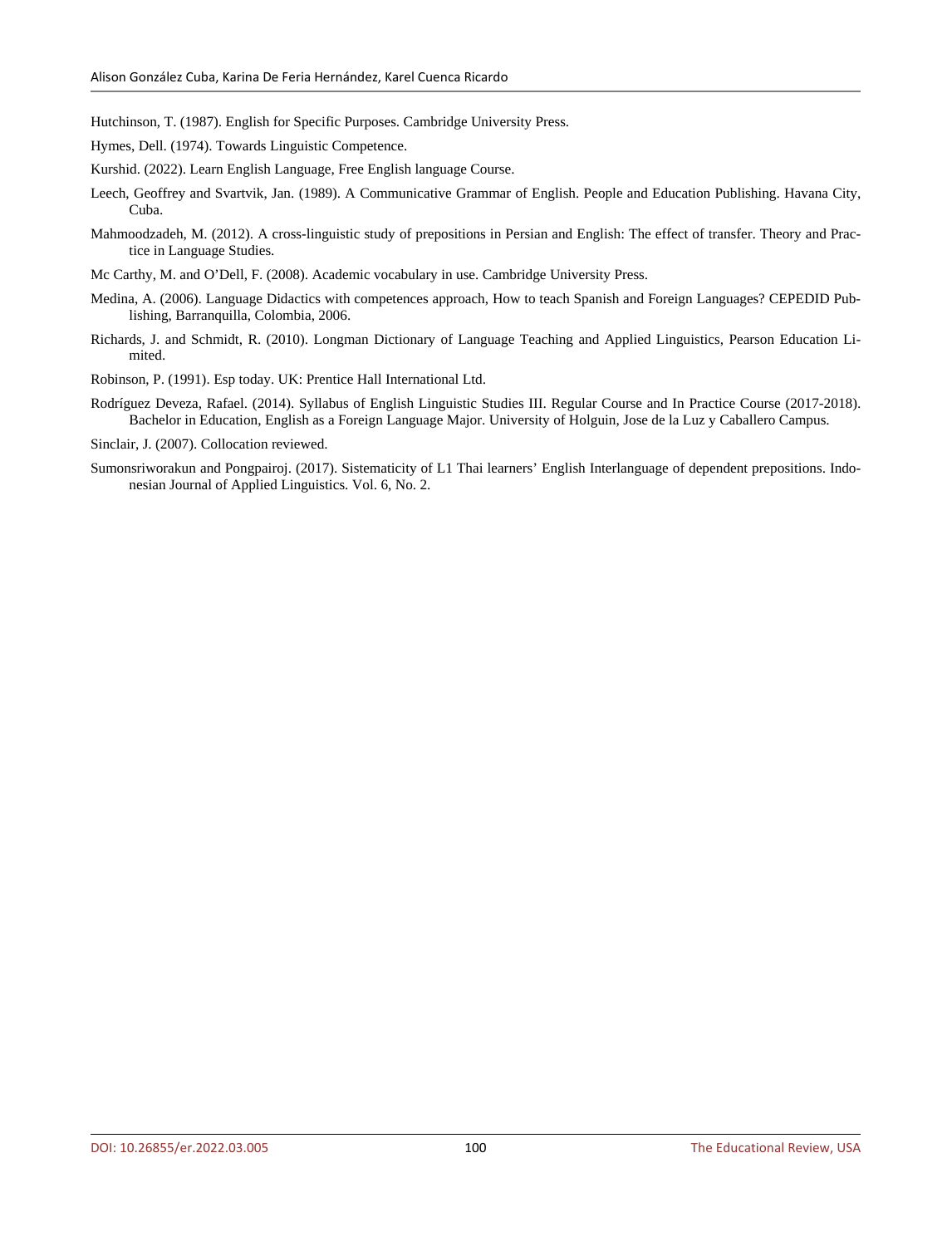Hutchinson, T. (1987). English for Specific Purposes. Cambridge University Press.

Hymes, Dell. (1974). Towards Linguistic Competence.

Kurshid. (2022). Learn English Language, Free English language Course.

Leech, Geoffrey and Svartvik, Jan. (1989). A Communicative Grammar of English. People and Education Publishing. Havana City, Cuba.

Mahmoodzadeh, M. (2012). A cross-linguistic study of prepositions in Persian and English: The effect of transfer. Theory and Practice in Language Studies.

Mc Carthy, M. and O'Dell, F. (2008). Academic vocabulary in use. Cambridge University Press.

Medina, A. (2006). Language Didactics with competences approach, How to teach Spanish and Foreign Languages? CEPEDID Publishing, Barranquilla, Colombia, 2006.

Richards, J. and Schmidt, R. (2010). Longman Dictionary of Language Teaching and Applied Linguistics, Pearson Education Limited.

Robinson, P. (1991). Esp today. UK: Prentice Hall International Ltd.

Rodríguez Deveza, Rafael. (2014). Syllabus of English Linguistic Studies III. Regular Course and In Practice Course (2017-2018). Bachelor in Education, English as a Foreign Language Major. University of Holguin, Jose de la Luz y Caballero Campus.

Sinclair, J. (2007). Collocation reviewed.

Sumonsriworakun and Pongpairoj. (2017). Sistematicity of L1 Thai learners' English Interlanguage of dependent prepositions. Indonesian Journal of Applied Linguistics. Vol. 6, No. 2.